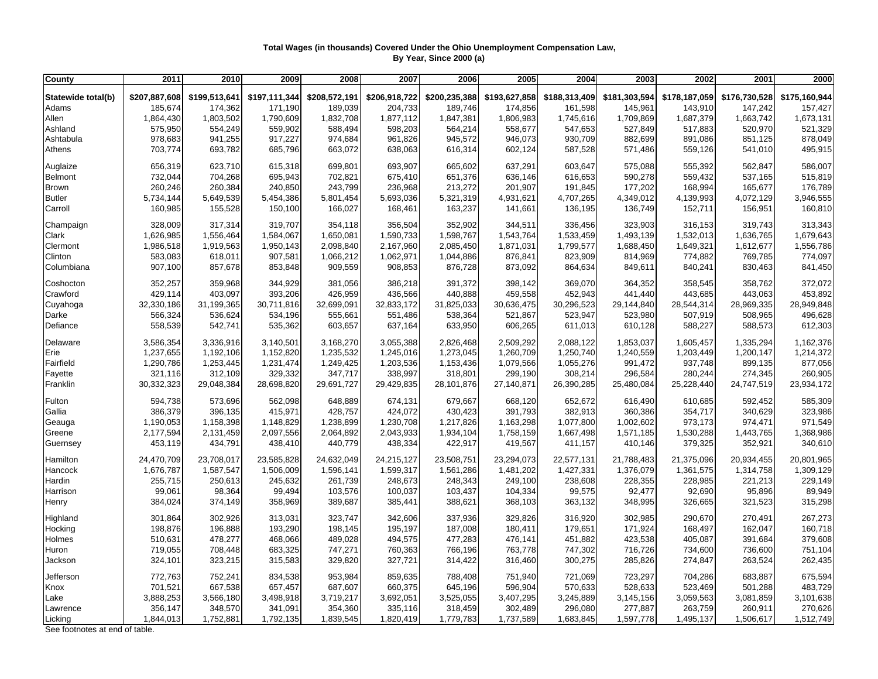**Total Wages (in thousands) Covered Under the Ohio Unemployment Compensation Law, By Year, Since 2000 (a)**

| County | 2011 | 2010 | 2009 | 2008 | 2007 | 2006 | 2005 | 2004 | 2003 | 2002 | 2001 | 2000 |
|---|---|---|---|---|---|---|---|---|---|---|---|---|
| Statewide total(b) | $207,887,608 | $199,513,641 | $197,111,344 | $208,572,191 | $206,918,722 | $200,235,388 | $193,627,858 | $188,313,409 | $181,303,594 | $178,187,059 | $176,730,528 | $175,160,944 |
| Adams | 185,674 | 174,362 | 171,190 | 189,039 | 204,733 | 189,746 | 174,856 | 161,598 | 145,961 | 143,910 | 147,242 | 157,427 |
| Allen | 1,864,430 | 1,803,502 | 1,790,609 | 1,832,708 | 1,877,112 | 1,847,381 | 1,806,983 | 1,745,616 | 1,709,869 | 1,687,379 | 1,663,742 | 1,673,131 |
| Ashland | 575,950 | 554,249 | 559,902 | 588,494 | 598,203 | 564,214 | 558,677 | 547,653 | 527,849 | 517,883 | 520,970 | 521,329 |
| Ashtabula | 978,683 | 941,255 | 917,227 | 974,684 | 961,826 | 945,572 | 946,073 | 930,709 | 882,699 | 891,086 | 851,125 | 878,049 |
| Athens | 703,774 | 693,782 | 685,796 | 663,072 | 638,063 | 616,314 | 602,124 | 587,528 | 571,486 | 559,126 | 541,010 | 495,915 |
| Auglaize | 656,319 | 623,710 | 615,318 | 699,801 | 693,907 | 665,602 | 637,291 | 603,647 | 575,088 | 555,392 | 562,847 | 586,007 |
| Belmont | 732,044 | 704,268 | 695,943 | 702,821 | 675,410 | 651,376 | 636,146 | 616,653 | 590,278 | 559,432 | 537,165 | 515,819 |
| Brown | 260,246 | 260,384 | 240,850 | 243,799 | 236,968 | 213,272 | 201,907 | 191,845 | 177,202 | 168,994 | 165,677 | 176,789 |
| Butler | 5,734,144 | 5,649,539 | 5,454,386 | 5,801,454 | 5,693,036 | 5,321,319 | 4,931,621 | 4,707,265 | 4,349,012 | 4,139,993 | 4,072,129 | 3,946,555 |
| Carroll | 160,985 | 155,528 | 150,100 | 166,027 | 168,461 | 163,237 | 141,661 | 136,195 | 136,749 | 152,711 | 156,951 | 160,810 |
| Champaign | 328,009 | 317,314 | 319,707 | 354,118 | 356,504 | 352,902 | 344,511 | 336,456 | 323,903 | 316,153 | 319,743 | 313,343 |
| Clark | 1,626,985 | 1,556,464 | 1,584,067 | 1,650,081 | 1,590,733 | 1,598,767 | 1,543,764 | 1,533,459 | 1,493,139 | 1,532,013 | 1,636,765 | 1,679,643 |
| Clermont | 1,986,518 | 1,919,563 | 1,950,143 | 2,098,840 | 2,167,960 | 2,085,450 | 1,871,031 | 1,799,577 | 1,688,450 | 1,649,321 | 1,612,677 | 1,556,786 |
| Clinton | 583,083 | 618,011 | 907,581 | 1,066,212 | 1,062,971 | 1,044,886 | 876,841 | 823,909 | 814,969 | 774,882 | 769,785 | 774,097 |
| Columbiana | 907,100 | 857,678 | 853,848 | 909,559 | 908,853 | 876,728 | 873,092 | 864,634 | 849,611 | 840,241 | 830,463 | 841,450 |
| Coshocton | 352,257 | 359,968 | 344,929 | 381,056 | 386,218 | 391,372 | 398,142 | 369,070 | 364,352 | 358,545 | 358,762 | 372,072 |
| Crawford | 429,114 | 403,097 | 393,206 | 426,959 | 436,566 | 440,888 | 459,558 | 452,943 | 441,440 | 443,685 | 443,063 | 453,892 |
| Cuyahoga | 32,330,186 | 31,199,365 | 30,711,816 | 32,699,091 | 32,833,172 | 31,825,033 | 30,636,475 | 30,296,523 | 29,144,840 | 28,544,314 | 28,969,335 | 28,949,848 |
| Darke | 566,324 | 536,624 | 534,196 | 555,661 | 551,486 | 538,364 | 521,867 | 523,947 | 523,980 | 507,919 | 508,965 | 496,628 |
| Defiance | 558,539 | 542,741 | 535,362 | 603,657 | 637,164 | 633,950 | 606,265 | 611,013 | 610,128 | 588,227 | 588,573 | 612,303 |
| Delaware | 3,586,354 | 3,336,916 | 3,140,501 | 3,168,270 | 3,055,388 | 2,826,468 | 2,509,292 | 2,088,122 | 1,853,037 | 1,605,457 | 1,335,294 | 1,162,376 |
| Erie | 1,237,655 | 1,192,106 | 1,152,820 | 1,235,532 | 1,245,016 | 1,273,045 | 1,260,709 | 1,250,740 | 1,240,559 | 1,203,449 | 1,200,147 | 1,214,372 |
| Fairfield | 1,290,786 | 1,253,445 | 1,231,474 | 1,249,425 | 1,203,536 | 1,153,436 | 1,079,566 | 1,055,276 | 991,472 | 937,748 | 899,135 | 877,056 |
| Fayette | 321,116 | 312,109 | 329,332 | 347,717 | 338,997 | 318,801 | 299,190 | 308,214 | 296,584 | 280,244 | 274,345 | 260,905 |
| Franklin | 30,332,323 | 29,048,384 | 28,698,820 | 29,691,727 | 29,429,835 | 28,101,876 | 27,140,871 | 26,390,285 | 25,480,084 | 25,228,440 | 24,747,519 | 23,934,172 |
| Fulton | 594,738 | 573,696 | 562,098 | 648,889 | 674,131 | 679,667 | 668,120 | 652,672 | 616,490 | 610,685 | 592,452 | 585,309 |
| Gallia | 386,379 | 396,135 | 415,971 | 428,757 | 424,072 | 430,423 | 391,793 | 382,913 | 360,386 | 354,717 | 340,629 | 323,986 |
| Geauga | 1,190,053 | 1,158,398 | 1,148,829 | 1,238,899 | 1,230,708 | 1,217,826 | 1,163,298 | 1,077,800 | 1,002,602 | 973,173 | 974,471 | 971,549 |
| Greene | 2,177,594 | 2,131,459 | 2,097,556 | 2,064,892 | 2,043,933 | 1,934,104 | 1,758,159 | 1,667,498 | 1,571,185 | 1,530,288 | 1,443,765 | 1,368,986 |
| Guernsey | 453,119 | 434,791 | 438,410 | 440,779 | 438,334 | 422,917 | 419,567 | 411,157 | 410,146 | 379,325 | 352,921 | 340,610 |
| Hamilton | 24,470,709 | 23,708,017 | 23,585,828 | 24,632,049 | 24,215,127 | 23,508,751 | 23,294,073 | 22,577,131 | 21,788,483 | 21,375,096 | 20,934,455 | 20,801,965 |
| Hancock | 1,676,787 | 1,587,547 | 1,506,009 | 1,596,141 | 1,599,317 | 1,561,286 | 1,481,202 | 1,427,331 | 1,376,079 | 1,361,575 | 1,314,758 | 1,309,129 |
| Hardin | 255,715 | 250,613 | 245,632 | 261,739 | 248,673 | 248,343 | 249,100 | 238,608 | 228,355 | 228,985 | 221,213 | 229,149 |
| Harrison | 99,061 | 98,364 | 99,494 | 103,576 | 100,037 | 103,437 | 104,334 | 99,575 | 92,477 | 92,690 | 95,896 | 89,949 |
| Henry | 384,024 | 374,149 | 358,969 | 389,687 | 385,441 | 388,621 | 368,103 | 363,132 | 348,995 | 326,665 | 321,523 | 315,298 |
| Highland | 301,864 | 302,926 | 313,031 | 323,747 | 342,606 | 337,936 | 329,826 | 316,920 | 302,985 | 290,670 | 270,491 | 267,273 |
| Hocking | 198,876 | 196,888 | 193,290 | 198,145 | 195,197 | 187,008 | 180,411 | 179,651 | 171,924 | 168,497 | 162,047 | 160,718 |
| Holmes | 510,631 | 478,277 | 468,066 | 489,028 | 494,575 | 477,283 | 476,141 | 451,882 | 423,538 | 405,087 | 391,684 | 379,608 |
| Huron | 719,055 | 708,448 | 683,325 | 747,271 | 760,363 | 766,196 | 763,778 | 747,302 | 716,726 | 734,600 | 736,600 | 751,104 |
| Jackson | 324,101 | 323,215 | 315,583 | 329,820 | 327,721 | 314,422 | 316,460 | 300,275 | 285,826 | 274,847 | 263,524 | 262,435 |
| Jefferson | 772,763 | 752,241 | 834,538 | 953,984 | 859,635 | 788,408 | 751,940 | 721,069 | 723,297 | 704,286 | 683,887 | 675,594 |
| Knox | 701,521 | 667,538 | 657,457 | 687,607 | 660,375 | 645,196 | 596,904 | 570,633 | 528,633 | 523,469 | 501,288 | 483,729 |
| Lake | 3,888,253 | 3,566,180 | 3,498,918 | 3,719,217 | 3,692,051 | 3,525,055 | 3,407,295 | 3,245,889 | 3,145,156 | 3,059,563 | 3,081,859 | 3,101,638 |
| Lawrence | 356,147 | 348,570 | 341,091 | 354,360 | 335,116 | 318,459 | 302,489 | 296,080 | 277,887 | 263,759 | 260,911 | 270,626 |
| Licking | 1,844,013 | 1,752,881 | 1,792,135 | 1,839,545 | 1,820,419 | 1,779,783 | 1,737,589 | 1,683,845 | 1,597,778 | 1,495,137 | 1,506,617 | 1,512,749 |

See footnotes at end of table.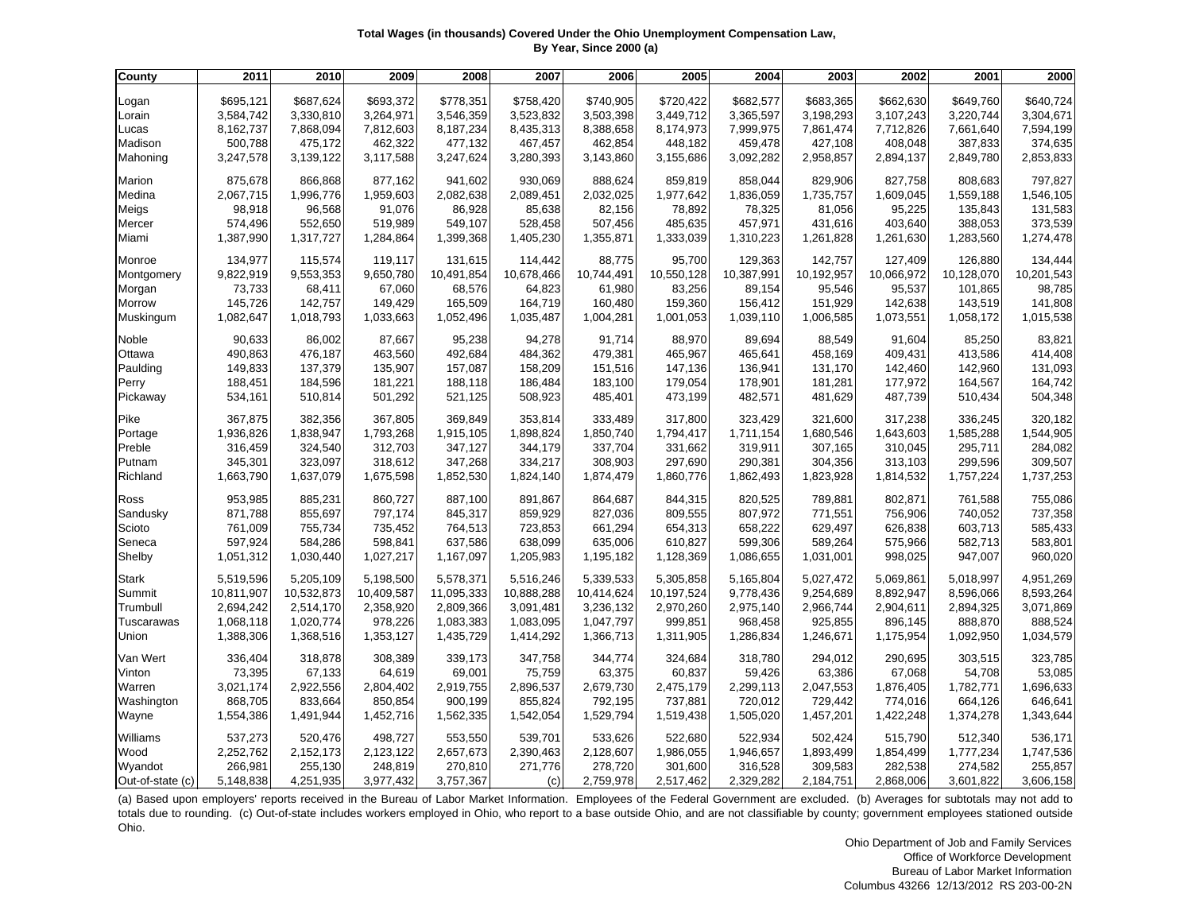**Total Wages (in thousands) Covered Under the Ohio Unemployment Compensation Law, By Year, Since 2000 (a)**

| County | 2011 | 2010 | 2009 | 2008 | 2007 | 2006 | 2005 | 2004 | 2003 | 2002 | 2001 | 2000 |
|---|---|---|---|---|---|---|---|---|---|---|---|---|
| Logan | $695,121 | $687,624 | $693,372 | $778,351 | $758,420 | $740,905 | $720,422 | $682,577 | $683,365 | $662,630 | $649,760 | $640,724 |
| Lorain | 3,584,742 | 3,330,810 | 3,264,971 | 3,546,359 | 3,523,832 | 3,503,398 | 3,449,712 | 3,365,597 | 3,198,293 | 3,107,243 | 3,220,744 | 3,304,671 |
| Lucas | 8,162,737 | 7,868,094 | 7,812,603 | 8,187,234 | 8,435,313 | 8,388,658 | 8,174,973 | 7,999,975 | 7,861,474 | 7,712,826 | 7,661,640 | 7,594,199 |
| Madison | 500,788 | 475,172 | 462,322 | 477,132 | 467,457 | 462,854 | 448,182 | 459,478 | 427,108 | 408,048 | 387,833 | 374,635 |
| Mahoning | 3,247,578 | 3,139,122 | 3,117,588 | 3,247,624 | 3,280,393 | 3,143,860 | 3,155,686 | 3,092,282 | 2,958,857 | 2,894,137 | 2,849,780 | 2,853,833 |
| Marion | 875,678 | 866,868 | 877,162 | 941,602 | 930,069 | 888,624 | 859,819 | 858,044 | 829,906 | 827,758 | 808,683 | 797,827 |
| Medina | 2,067,715 | 1,996,776 | 1,959,603 | 2,082,638 | 2,089,451 | 2,032,025 | 1,977,642 | 1,836,059 | 1,735,757 | 1,609,045 | 1,559,188 | 1,546,105 |
| Meigs | 98,918 | 96,568 | 91,076 | 86,928 | 85,638 | 82,156 | 78,892 | 78,325 | 81,056 | 95,225 | 135,843 | 131,583 |
| Mercer | 574,496 | 552,650 | 519,989 | 549,107 | 528,458 | 507,456 | 485,635 | 457,971 | 431,616 | 403,640 | 388,053 | 373,539 |
| Miami | 1,387,990 | 1,317,727 | 1,284,864 | 1,399,368 | 1,405,230 | 1,355,871 | 1,333,039 | 1,310,223 | 1,261,828 | 1,261,630 | 1,283,560 | 1,274,478 |
| Monroe | 134,977 | 115,574 | 119,117 | 131,615 | 114,442 | 88,775 | 95,700 | 129,363 | 142,757 | 127,409 | 126,880 | 134,444 |
| Montgomery | 9,822,919 | 9,553,353 | 9,650,780 | 10,491,854 | 10,678,466 | 10,744,491 | 10,550,128 | 10,387,991 | 10,192,957 | 10,066,972 | 10,128,070 | 10,201,543 |
| Morgan | 73,733 | 68,411 | 67,060 | 68,576 | 64,823 | 61,980 | 83,256 | 89,154 | 95,546 | 95,537 | 101,865 | 98,785 |
| Morrow | 145,726 | 142,757 | 149,429 | 165,509 | 164,719 | 160,480 | 159,360 | 156,412 | 151,929 | 142,638 | 143,519 | 141,808 |
| Muskingum | 1,082,647 | 1,018,793 | 1,033,663 | 1,052,496 | 1,035,487 | 1,004,281 | 1,001,053 | 1,039,110 | 1,006,585 | 1,073,551 | 1,058,172 | 1,015,538 |
| Noble | 90,633 | 86,002 | 87,667 | 95,238 | 94,278 | 91,714 | 88,970 | 89,694 | 88,549 | 91,604 | 85,250 | 83,821 |
| Ottawa | 490,863 | 476,187 | 463,560 | 492,684 | 484,362 | 479,381 | 465,967 | 465,641 | 458,169 | 409,431 | 413,586 | 414,408 |
| Paulding | 149,833 | 137,379 | 135,907 | 157,087 | 158,209 | 151,516 | 147,136 | 136,941 | 131,170 | 142,460 | 142,960 | 131,093 |
| Perry | 188,451 | 184,596 | 181,221 | 188,118 | 186,484 | 183,100 | 179,054 | 178,901 | 181,281 | 177,972 | 164,567 | 164,742 |
| Pickaway | 534,161 | 510,814 | 501,292 | 521,125 | 508,923 | 485,401 | 473,199 | 482,571 | 481,629 | 487,739 | 510,434 | 504,348 |
| Pike | 367,875 | 382,356 | 367,805 | 369,849 | 353,814 | 333,489 | 317,800 | 323,429 | 321,600 | 317,238 | 336,245 | 320,182 |
| Portage | 1,936,826 | 1,838,947 | 1,793,268 | 1,915,105 | 1,898,824 | 1,850,740 | 1,794,417 | 1,711,154 | 1,680,546 | 1,643,603 | 1,585,288 | 1,544,905 |
| Preble | 316,459 | 324,540 | 312,703 | 347,127 | 344,179 | 337,704 | 331,662 | 319,911 | 307,165 | 310,045 | 295,711 | 284,082 |
| Putnam | 345,301 | 323,097 | 318,612 | 347,268 | 334,217 | 308,903 | 297,690 | 290,381 | 304,356 | 313,103 | 299,596 | 309,507 |
| Richland | 1,663,790 | 1,637,079 | 1,675,598 | 1,852,530 | 1,824,140 | 1,874,479 | 1,860,776 | 1,862,493 | 1,823,928 | 1,814,532 | 1,757,224 | 1,737,253 |
| Ross | 953,985 | 885,231 | 860,727 | 887,100 | 891,867 | 864,687 | 844,315 | 820,525 | 789,881 | 802,871 | 761,588 | 755,086 |
| Sandusky | 871,788 | 855,697 | 797,174 | 845,317 | 859,929 | 827,036 | 809,555 | 807,972 | 771,551 | 756,906 | 740,052 | 737,358 |
| Scioto | 761,009 | 755,734 | 735,452 | 764,513 | 723,853 | 661,294 | 654,313 | 658,222 | 629,497 | 626,838 | 603,713 | 585,433 |
| Seneca | 597,924 | 584,286 | 598,841 | 637,586 | 638,099 | 635,006 | 610,827 | 599,306 | 589,264 | 575,966 | 582,713 | 583,801 |
| Shelby | 1,051,312 | 1,030,440 | 1,027,217 | 1,167,097 | 1,205,983 | 1,195,182 | 1,128,369 | 1,086,655 | 1,031,001 | 998,025 | 947,007 | 960,020 |
| Stark | 5,519,596 | 5,205,109 | 5,198,500 | 5,578,371 | 5,516,246 | 5,339,533 | 5,305,858 | 5,165,804 | 5,027,472 | 5,069,861 | 5,018,997 | 4,951,269 |
| Summit | 10,811,907 | 10,532,873 | 10,409,587 | 11,095,333 | 10,888,288 | 10,414,624 | 10,197,524 | 9,778,436 | 9,254,689 | 8,892,947 | 8,596,066 | 8,593,264 |
| Trumbull | 2,694,242 | 2,514,170 | 2,358,920 | 2,809,366 | 3,091,481 | 3,236,132 | 2,970,260 | 2,975,140 | 2,966,744 | 2,904,611 | 2,894,325 | 3,071,869 |
| Tuscarawas | 1,068,118 | 1,020,774 | 978,226 | 1,083,383 | 1,083,095 | 1,047,797 | 999,851 | 968,458 | 925,855 | 896,145 | 888,870 | 888,524 |
| Union | 1,388,306 | 1,368,516 | 1,353,127 | 1,435,729 | 1,414,292 | 1,366,713 | 1,311,905 | 1,286,834 | 1,246,671 | 1,175,954 | 1,092,950 | 1,034,579 |
| Van Wert | 336,404 | 318,878 | 308,389 | 339,173 | 347,758 | 344,774 | 324,684 | 318,780 | 294,012 | 290,695 | 303,515 | 323,785 |
| Vinton | 73,395 | 67,133 | 64,619 | 69,001 | 75,759 | 63,375 | 60,837 | 59,426 | 63,386 | 67,068 | 54,708 | 53,085 |
| Warren | 3,021,174 | 2,922,556 | 2,804,402 | 2,919,755 | 2,896,537 | 2,679,730 | 2,475,179 | 2,299,113 | 2,047,553 | 1,876,405 | 1,782,771 | 1,696,633 |
| Washington | 868,705 | 833,664 | 850,854 | 900,199 | 855,824 | 792,195 | 737,881 | 720,012 | 729,442 | 774,016 | 664,126 | 646,641 |
| Wayne | 1,554,386 | 1,491,944 | 1,452,716 | 1,562,335 | 1,542,054 | 1,529,794 | 1,519,438 | 1,505,020 | 1,457,201 | 1,422,248 | 1,374,278 | 1,343,644 |
| Williams | 537,273 | 520,476 | 498,727 | 553,550 | 539,701 | 533,626 | 522,680 | 522,934 | 502,424 | 515,790 | 512,340 | 536,171 |
| Wood | 2,252,762 | 2,152,173 | 2,123,122 | 2,657,673 | 2,390,463 | 2,128,607 | 1,986,055 | 1,946,657 | 1,893,499 | 1,854,499 | 1,777,234 | 1,747,536 |
| Wyandot | 266,981 | 255,130 | 248,819 | 270,810 | 271,776 | 278,720 | 301,600 | 316,528 | 309,583 | 282,538 | 274,582 | 255,857 |
| Out-of-state (c) | 5,148,838 | 4,251,935 | 3,977,432 | 3,757,367 | (c) | 2,759,978 | 2,517,462 | 2,329,282 | 2,184,751 | 2,868,006 | 3,601,822 | 3,606,158 |

(a) Based upon employers' reports received in the Bureau of Labor Market Information. Employees of the Federal Government are excluded. (b) Averages for subtotals may not add to totals due to rounding. (c) Out-of-state includes workers employed in Ohio, who report to a base outside Ohio, and are not classifiable by county; government employees stationed outside Ohio.

Ohio Department of Job and Family Services
Office of Workforce Development
Bureau of Labor Market Information
Columbus 43266 12/13/2012 RS 203-00-2N